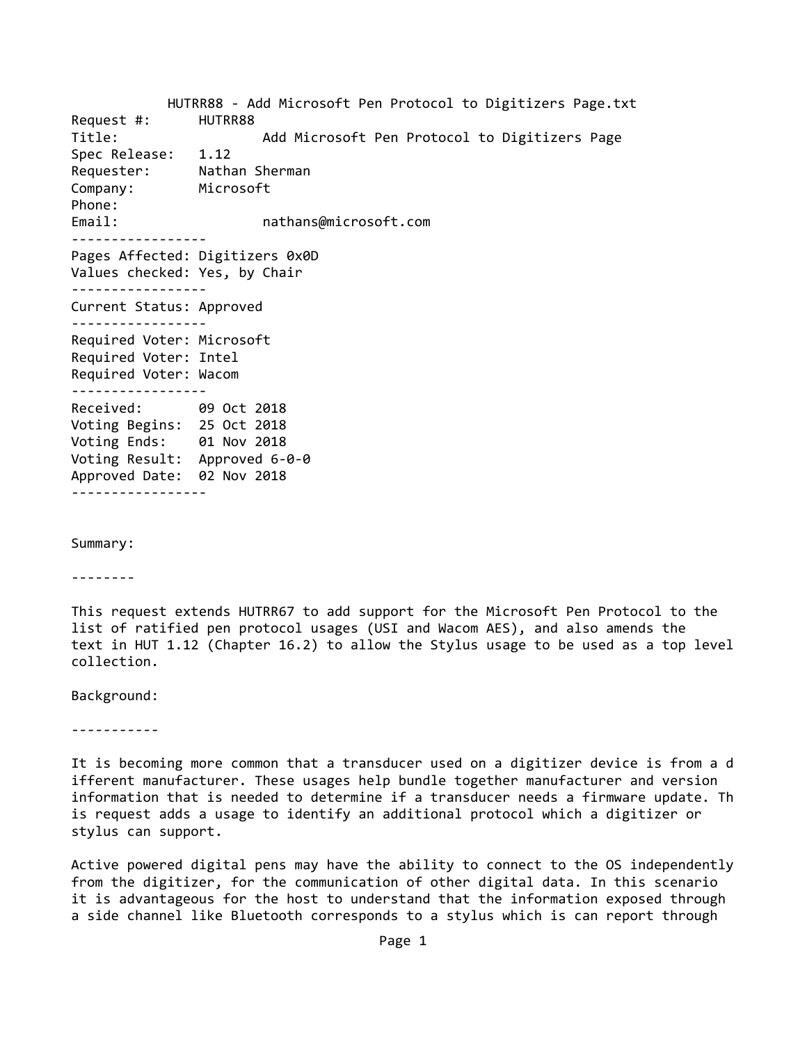HUTRR88 - Add Microsoft Pen Protocol to Digitizers Page.txt

Request #: HUTRR88
Title: Add Microsoft Pen Protocol to Digitizers Page
Spec Release: 1.12
Requester: Nathan Sherman
Company: Microsoft
Phone:
Email: nathans@microsoft.com

-----------------

Pages Affected: Digitizers 0x0D
Values checked: Yes, by Chair

-----------------

Current Status: Approved

-----------------

Required Voter: Microsoft
Required Voter: Intel
Required Voter: Wacom

-----------------

Received: 09 Oct 2018
Voting Begins: 25 Oct 2018
Voting Ends: 01 Nov 2018
Voting Result: Approved 6-0-0
Approved Date: 02 Nov 2018

-----------------

Summary:

--------

This request extends HUTRR67 to add support for the Microsoft Pen Protocol to the list of ratified pen protocol usages (USI and Wacom AES), and also amends the text in HUT 1.12 (Chapter 16.2) to allow the Stylus usage to be used as a top level collection.

Background:

-----------

It is becoming more common that a transducer used on a digitizer device is from a different manufacturer. These usages help bundle together manufacturer and version information that is needed to determine if a transducer needs a firmware update. This request adds a usage to identify an additional protocol which a digitizer or stylus can support.

Active powered digital pens may have the ability to connect to the OS independently from the digitizer, for the communication of other digital data. In this scenario it is advantageous for the host to understand that the information exposed through a side channel like Bluetooth corresponds to a stylus which is can report through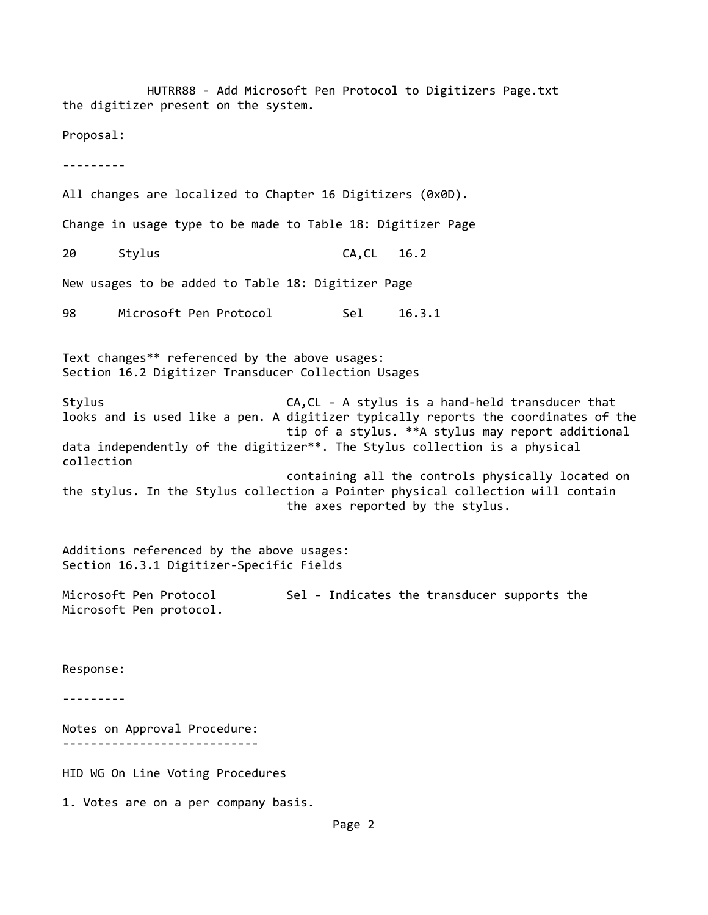the digitizer present on the system.

Proposal:

---------

All changes are localized to Chapter 16 Digitizers (0x0D).

Change in usage type to be made to Table 18: Digitizer Page

| | | | |
|---|---|---|---|
| 20 | Stylus | CA,CL | 16.2 |

New usages to be added to Table 18: Digitizer Page

| | | | |
|---|---|---|---|
| 98 | Microsoft Pen Protocol | Sel | 16.3.1 |

Text changes** referenced by the above usages:
Section 16.2 Digitizer Transducer Collection Usages

Stylus CA,CL - A stylus is a hand-held transducer that looks and is used like a pen. A digitizer typically reports the coordinates of the tip of a stylus. **A stylus may report additional data independently of the digitizer**. The Stylus collection is a physical collection containing all the controls physically located on the stylus. In the Stylus collection a Pointer physical collection will contain the axes reported by the stylus.

Additions referenced by the above usages:
Section 16.3.1 Digitizer-Specific Fields

Microsoft Pen Protocol Sel - Indicates the transducer supports the Microsoft Pen protocol.

Response:

---------

Notes on Approval Procedure:
----------------------------

HID WG On Line Voting Procedures

1. Votes are on a per company basis.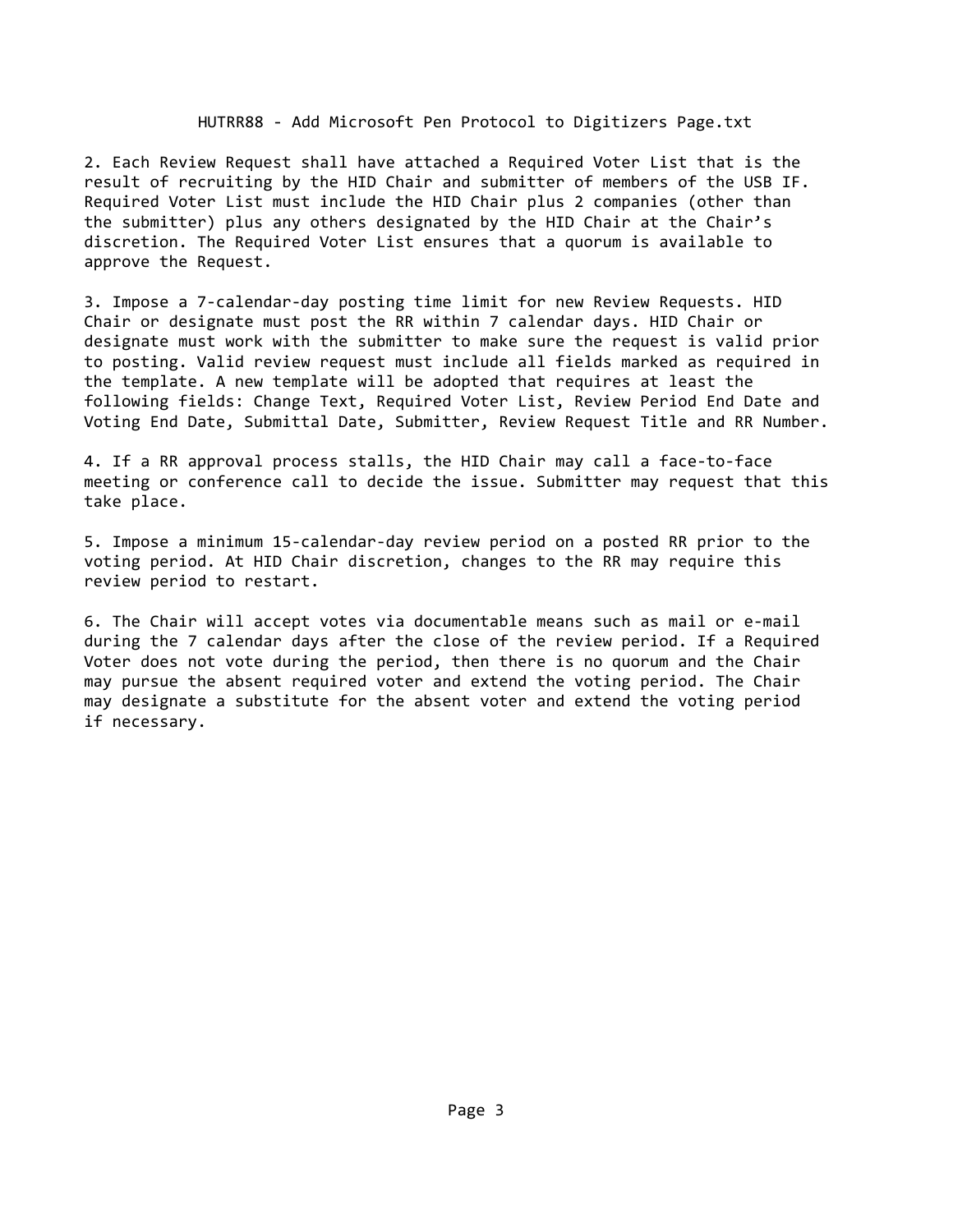2. Each Review Request shall have attached a Required Voter List that is the result of recruiting by the HID Chair and submitter of members of the USB IF. Required Voter List must include the HID Chair plus 2 companies (other than the submitter) plus any others designated by the HID Chair at the Chair's discretion. The Required Voter List ensures that a quorum is available to approve the Request.

3. Impose a 7-calendar-day posting time limit for new Review Requests. HID Chair or designate must post the RR within 7 calendar days. HID Chair or designate must work with the submitter to make sure the request is valid prior to posting. Valid review request must include all fields marked as required in the template. A new template will be adopted that requires at least the following fields: Change Text, Required Voter List, Review Period End Date and Voting End Date, Submittal Date, Submitter, Review Request Title and RR Number.

4. If a RR approval process stalls, the HID Chair may call a face-to-face meeting or conference call to decide the issue. Submitter may request that this take place.

5. Impose a minimum 15-calendar-day review period on a posted RR prior to the voting period. At HID Chair discretion, changes to the RR may require this review period to restart.

6. The Chair will accept votes via documentable means such as mail or e-mail during the 7 calendar days after the close of the review period. If a Required Voter does not vote during the period, then there is no quorum and the Chair may pursue the absent required voter and extend the voting period. The Chair may designate a substitute for the absent voter and extend the voting period if necessary.